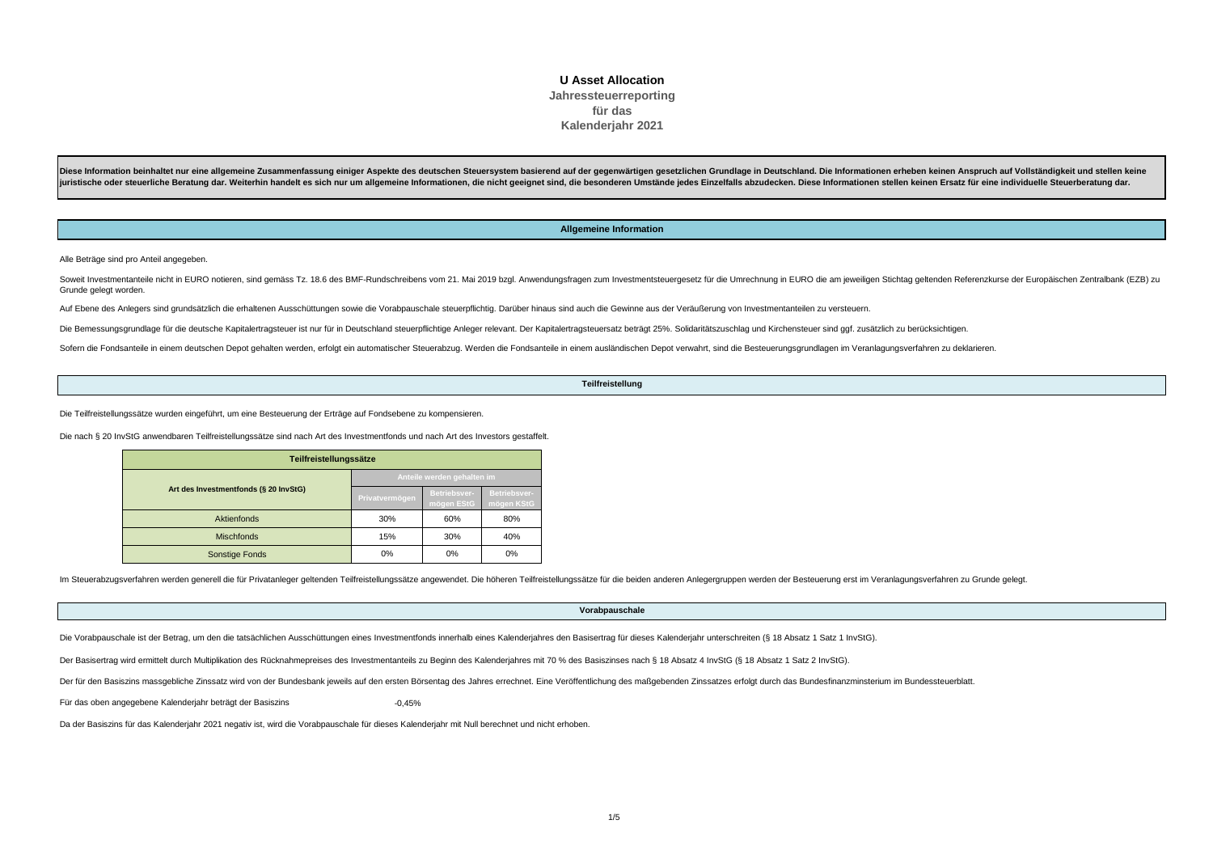# U Asset Allocation

## Jahressteuerreporting
## für das
## Kalenderjahr 2021

**Diese Information beinhaltet nur eine allgemeine Zusammenfassung einiger Aspekte des deutschen Steuersystem basierend auf der gegenwärtigen gesetzlichen Grundlage in Deutschland. Die Informationen erheben keinen Anspruch auf Vollständigkeit und stellen keine juristische oder steuerliche Beratung dar. Weiterhin handelt es sich nur um allgemeine Informationen, die nicht geeignet sind, die besonderen Umstände jedes Einzelfalls abzudecken. Diese Informationen stellen keinen Ersatz für eine individuelle Steuerberatung dar.**

### Allgemeine Information

Alle Beträge sind pro Anteil angegeben.

Soweit Investmentanteile nicht in EURO notieren, sind gemäss Tz. 18.6 des BMF-Rundschreibens vom 21. Mai 2019 bzgl. Anwendungsfragen zum Investmentsteuergesetz für die Umrechnung in EURO die am jeweiligen Stichtag geltenden Referenzkurse der Europäischen Zentralbank (EZB) zu Grunde gelegt worden.

Auf Ebene des Anlegers sind grundsätzlich die erhaltenen Ausschüttungen sowie die Vorabpauschale steuerpflichtig. Darüber hinaus sind auch die Gewinne aus der Veräußerung von Investmentanteilen zu versteuern.

Die Bemessungsgrundlage für die deutsche Kapitalertragsteuer ist nur für in Deutschland steuerpflichtige Anleger relevant. Der Kapitalertragsteuersatz beträgt 25%. Solidaritätszuschlag und Kirchensteuer sind ggf. zusätzlich zu berücksichtigen.

Sofern die Fondsanteile in einem deutschen Depot gehalten werden, erfolgt ein automatischer Steuerabzug. Werden die Fondsanteile in einem ausländischen Depot verwahrt, sind die Besteuerungsgrundlagen im Veranlagungsverfahren zu deklarieren.

### Teilfreistellung

Die Teilfreistellungssätze wurden eingeführt, um eine Besteuerung der Erträge auf Fondsebene zu kompensieren.

Die nach § 20 InvStG anwendbaren Teilfreistellungssätze sind nach Art des Investmentfonds und nach Art des Investors gestaffelt.

| Teilfreistellungssätze | | | |
|---|---|---|---|
| Art des Investmentfonds (§ 20 InvStG) | Anteile werden gehalten im | | |
| | Privatvermögen | Betriebsvermögen EStG | Betriebsvermögen KStG |
| Aktienfonds | 30% | 60% | 80% |
| Mischfonds | 15% | 30% | 40% |
| Sonstige Fonds | 0% | 0% | 0% |

Im Steuerabzugsverfahren werden generell die für Privatanleger geltenden Teilfreistellungssätze angewendet. Die höheren Teilfreistellungssätze für die beiden anderen Anlegergruppen werden der Besteuerung erst im Veranlagungsverfahren zu Grunde gelegt.

### Vorabpauschale

Die Vorabpauschale ist der Betrag, um den die tatsächlichen Ausschüttungen eines Investmentfonds innerhalb eines Kalenderjahres den Basisertrag für dieses Kalenderjahr unterschreiten (§ 18 Absatz 1 Satz 1 InvStG).

Der Basisertrag wird ermittelt durch Multiplikation des Rücknahmepreises des Investmentanteils zu Beginn des Kalenderjahres mit 70 % des Basiszinses nach § 18 Absatz 4 InvStG (§ 18 Absatz 1 Satz 2 InvStG).

Der für den Basiszins massgebliche Zinssatz wird von der Bundesbank jeweils auf den ersten Börsentag des Jahres errechnet. Eine Veröffentlichung des maßgebenden Zinssatzes erfolgt durch das Bundesfinanzministerium im Bundessteuerblatt.

Für das oben angegebene Kalenderjahr beträgt der Basiszins -0,45%

Da der Basiszins für das Kalenderjahr 2021 negativ ist, wird die Vorabpauschale für dieses Kalenderjahr mit Null berechnet und nicht erhoben.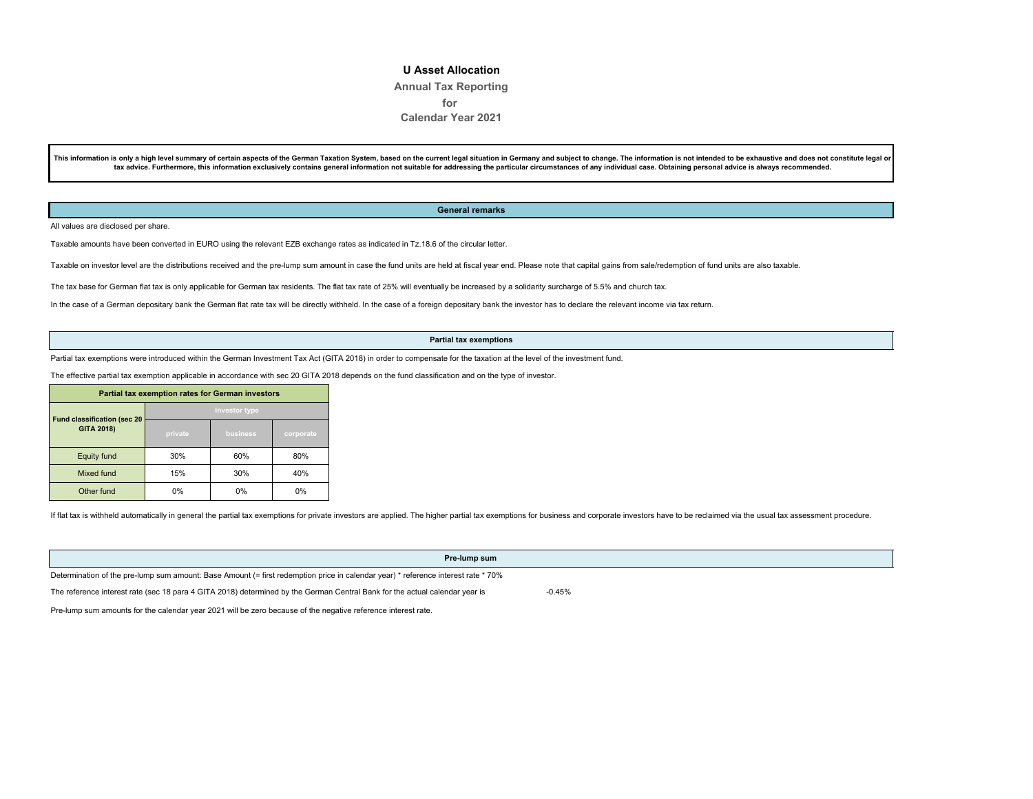# U Asset Allocation

## Annual Tax Reporting

## for

## Calendar Year 2021

**This information is only a high level summary of certain aspects of the German Taxation System, based on the current legal situation in Germany and subject to change. The information is not intended to be exhaustive and does not constitute legal or tax advice. Furthermore, this information exclusively contains general information not suitable for addressing the particular circumstances of any individual case. Obtaining personal advice is always recommended.**

### General remarks

All values are disclosed per share.

Taxable amounts have been converted in EURO using the relevant EZB exchange rates as indicated in Tz.18.6 of the circular letter.

Taxable on investor level are the distributions received and the pre-lump sum amount in case the fund units are held at fiscal year end. Please note that capital gains from sale/redemption of fund units are also taxable.

The tax base for German flat tax is only applicable for German tax residents. The flat tax rate of 25% will eventually be increased by a solidarity surcharge of 5.5% and church tax.

In the case of a German depositary bank the German flat rate tax will be directly withheld. In the case of a foreign depositary bank the investor has to declare the relevant income via tax return.

### Partial tax exemptions

Partial tax exemptions were introduced within the German Investment Tax Act (GITA 2018) in order to compensate for the taxation at the level of the investment fund.

The effective partial tax exemption applicable in accordance with sec 20 GITA 2018 depends on the fund classification and on the type of investor.

| Partial tax exemption rates for German investors | | | |
|---|---|---|---|
| Fund classification (sec 20 GITA 2018) | Investor type | | |
| | private | business | corporate |
| Equity fund | 30% | 60% | 80% |
| Mixed fund | 15% | 30% | 40% |
| Other fund | 0% | 0% | 0% |

If flat tax is withheld automatically in general the partial tax exemptions for private investors are applied. The higher partial tax exemptions for business and corporate investors have to be reclaimed via the usual tax assessment procedure.

### Pre-lump sum

Determination of the pre-lump sum amount: Base Amount (= first redemption price in calendar year) * reference interest rate * 70%

The reference interest rate (sec 18 para 4 GITA 2018) determined by the German Central Bank for the actual calendar year is -0.45%

Pre-lump sum amounts for the calendar year 2021 will be zero because of the negative reference interest rate.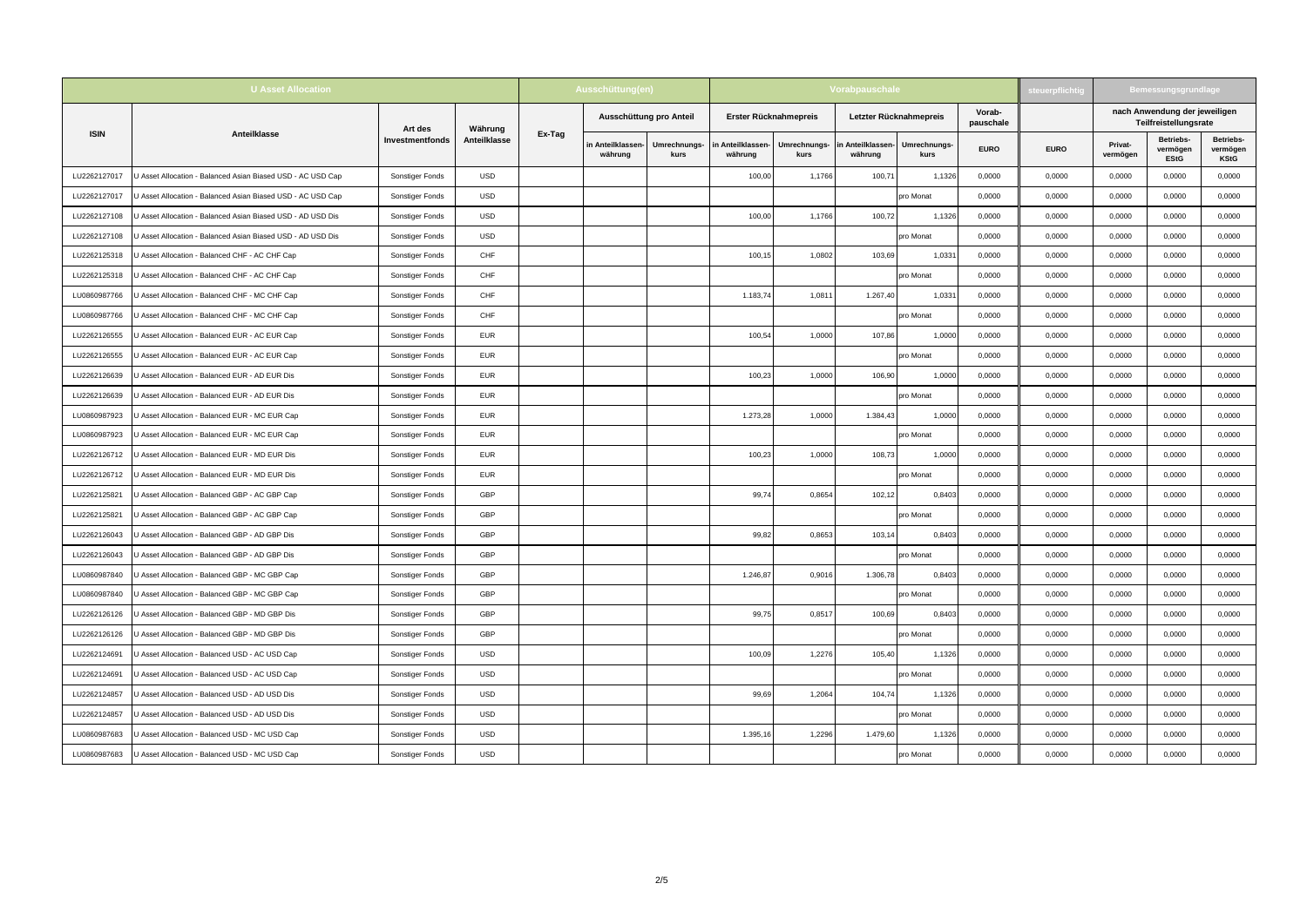| U Asset Allocation | | | | | Ausschüttung(en) | | Vorabpauschale | | | | | steuerpflichtig | Bemessungsgrundlage | | |
|---|---|---|---|---|---|---|---|---|---|---|---|---|---|---|---|
| ISIN | Anteilklasse | Art des Investmentfonds | Währung Anteilklasse | Ex-Tag | Ausschüttung pro Anteil | | Erster Rücknahmepreis | | Letzter Rücknahmepreis | | Vorab-pauschale | | nach Anwendung der jeweiligen Teilfreistellungsrate | | |
| | | | | | in Anteilklassen-währung | Umrechnungs-kurs | in Anteilklassen-währung | Umrechnungs-kurs | in Anteilklassen-währung | Umrechnungs-kurs | EURO | EURO | Privat-vermögen | Betriebs-vermögen EStG | Betriebs-vermögen KStG |
| LU2262127017 | U Asset Allocation - Balanced Asian Biased USD - AC USD Cap | Sonstiger Fonds | USD | | | | 100,00 | 1,1766 | 100,71 | 1,1326 | 0,0000 | 0,0000 | 0,0000 | 0,0000 | 0,0000 |
| LU2262127017 | U Asset Allocation - Balanced Asian Biased USD - AC USD Cap | Sonstiger Fonds | USD | | | | | | | pro Monat | 0,0000 | 0,0000 | 0,0000 | 0,0000 | 0,0000 |
| LU2262127108 | U Asset Allocation - Balanced Asian Biased USD - AD USD Dis | Sonstiger Fonds | USD | | | | 100,00 | 1,1766 | 100,72 | 1,1326 | 0,0000 | 0,0000 | 0,0000 | 0,0000 | 0,0000 |
| LU2262127108 | U Asset Allocation - Balanced Asian Biased USD - AD USD Dis | Sonstiger Fonds | USD | | | | | | | pro Monat | 0,0000 | 0,0000 | 0,0000 | 0,0000 | 0,0000 |
| LU2262125318 | U Asset Allocation - Balanced CHF - AC CHF Cap | Sonstiger Fonds | CHF | | | | 100,15 | 1,0802 | 103,69 | 1,0331 | 0,0000 | 0,0000 | 0,0000 | 0,0000 | 0,0000 |
| LU2262125318 | U Asset Allocation - Balanced CHF - AC CHF Cap | Sonstiger Fonds | CHF | | | | | | | pro Monat | 0,0000 | 0,0000 | 0,0000 | 0,0000 | 0,0000 |
| LU0860987766 | U Asset Allocation - Balanced CHF - MC CHF Cap | Sonstiger Fonds | CHF | | | | 1.183,74 | 1,0811 | 1.267,40 | 1,0331 | 0,0000 | 0,0000 | 0,0000 | 0,0000 | 0,0000 |
| LU0860987766 | U Asset Allocation - Balanced CHF - MC CHF Cap | Sonstiger Fonds | CHF | | | | | | | pro Monat | 0,0000 | 0,0000 | 0,0000 | 0,0000 | 0,0000 |
| LU2262126555 | U Asset Allocation - Balanced EUR - AC EUR Cap | Sonstiger Fonds | EUR | | | | 100,54 | 1,0000 | 107,86 | 1,0000 | 0,0000 | 0,0000 | 0,0000 | 0,0000 | 0,0000 |
| LU2262126555 | U Asset Allocation - Balanced EUR - AC EUR Cap | Sonstiger Fonds | EUR | | | | | | | pro Monat | 0,0000 | 0,0000 | 0,0000 | 0,0000 | 0,0000 |
| LU2262126639 | U Asset Allocation - Balanced EUR - AD EUR Dis | Sonstiger Fonds | EUR | | | | 100,23 | 1,0000 | 106,90 | 1,0000 | 0,0000 | 0,0000 | 0,0000 | 0,0000 | 0,0000 |
| LU2262126639 | U Asset Allocation - Balanced EUR - AD EUR Dis | Sonstiger Fonds | EUR | | | | | | | pro Monat | 0,0000 | 0,0000 | 0,0000 | 0,0000 | 0,0000 |
| LU0860987923 | U Asset Allocation - Balanced EUR - MC EUR Cap | Sonstiger Fonds | EUR | | | | 1.273,28 | 1,0000 | 1.384,43 | 1,0000 | 0,0000 | 0,0000 | 0,0000 | 0,0000 | 0,0000 |
| LU0860987923 | U Asset Allocation - Balanced EUR - MC EUR Cap | Sonstiger Fonds | EUR | | | | | | | pro Monat | 0,0000 | 0,0000 | 0,0000 | 0,0000 | 0,0000 |
| LU2262126712 | U Asset Allocation - Balanced EUR - MD EUR Dis | Sonstiger Fonds | EUR | | | | 100,23 | 1,0000 | 108,73 | 1,0000 | 0,0000 | 0,0000 | 0,0000 | 0,0000 | 0,0000 |
| LU2262126712 | U Asset Allocation - Balanced EUR - MD EUR Dis | Sonstiger Fonds | EUR | | | | | | | pro Monat | 0,0000 | 0,0000 | 0,0000 | 0,0000 | 0,0000 |
| LU2262125821 | U Asset Allocation - Balanced GBP - AC GBP Cap | Sonstiger Fonds | GBP | | | | 99,74 | 0,8654 | 102,12 | 0,8403 | 0,0000 | 0,0000 | 0,0000 | 0,0000 | 0,0000 |
| LU2262125821 | U Asset Allocation - Balanced GBP - AC GBP Cap | Sonstiger Fonds | GBP | | | | | | | pro Monat | 0,0000 | 0,0000 | 0,0000 | 0,0000 | 0,0000 |
| LU2262126043 | U Asset Allocation - Balanced GBP - AD GBP Dis | Sonstiger Fonds | GBP | | | | 99,82 | 0,8653 | 103,14 | 0,8403 | 0,0000 | 0,0000 | 0,0000 | 0,0000 | 0,0000 |
| LU2262126043 | U Asset Allocation - Balanced GBP - AD GBP Dis | Sonstiger Fonds | GBP | | | | | | | pro Monat | 0,0000 | 0,0000 | 0,0000 | 0,0000 | 0,0000 |
| LU0860987840 | U Asset Allocation - Balanced GBP - MC GBP Cap | Sonstiger Fonds | GBP | | | | 1.246,87 | 0,9016 | 1.306,78 | 0,8403 | 0,0000 | 0,0000 | 0,0000 | 0,0000 | 0,0000 |
| LU0860987840 | U Asset Allocation - Balanced GBP - MC GBP Cap | Sonstiger Fonds | GBP | | | | | | | pro Monat | 0,0000 | 0,0000 | 0,0000 | 0,0000 | 0,0000 |
| LU2262126126 | U Asset Allocation - Balanced GBP - MD GBP Dis | Sonstiger Fonds | GBP | | | | 99,75 | 0,8517 | 100,69 | 0,8403 | 0,0000 | 0,0000 | 0,0000 | 0,0000 | 0,0000 |
| LU2262126126 | U Asset Allocation - Balanced GBP - MD GBP Dis | Sonstiger Fonds | GBP | | | | | | | pro Monat | 0,0000 | 0,0000 | 0,0000 | 0,0000 | 0,0000 |
| LU2262124691 | U Asset Allocation - Balanced USD - AC USD Cap | Sonstiger Fonds | USD | | | | 100,09 | 1,2276 | 105,40 | 1,1326 | 0,0000 | 0,0000 | 0,0000 | 0,0000 | 0,0000 |
| LU2262124691 | U Asset Allocation - Balanced USD - AC USD Cap | Sonstiger Fonds | USD | | | | | | | pro Monat | 0,0000 | 0,0000 | 0,0000 | 0,0000 | 0,0000 |
| LU2262124857 | U Asset Allocation - Balanced USD - AD USD Dis | Sonstiger Fonds | USD | | | | 99,69 | 1,2064 | 104,74 | 1,1326 | 0,0000 | 0,0000 | 0,0000 | 0,0000 | 0,0000 |
| LU2262124857 | U Asset Allocation - Balanced USD - AD USD Dis | Sonstiger Fonds | USD | | | | | | | pro Monat | 0,0000 | 0,0000 | 0,0000 | 0,0000 | 0,0000 |
| LU0860987683 | U Asset Allocation - Balanced USD - MC USD Cap | Sonstiger Fonds | USD | | | | 1.395,16 | 1,2296 | 1.479,60 | 1,1326 | 0,0000 | 0,0000 | 0,0000 | 0,0000 | 0,0000 |
| LU0860987683 | U Asset Allocation - Balanced USD - MC USD Cap | Sonstiger Fonds | USD | | | | | | | pro Monat | 0,0000 | 0,0000 | 0,0000 | 0,0000 | 0,0000 |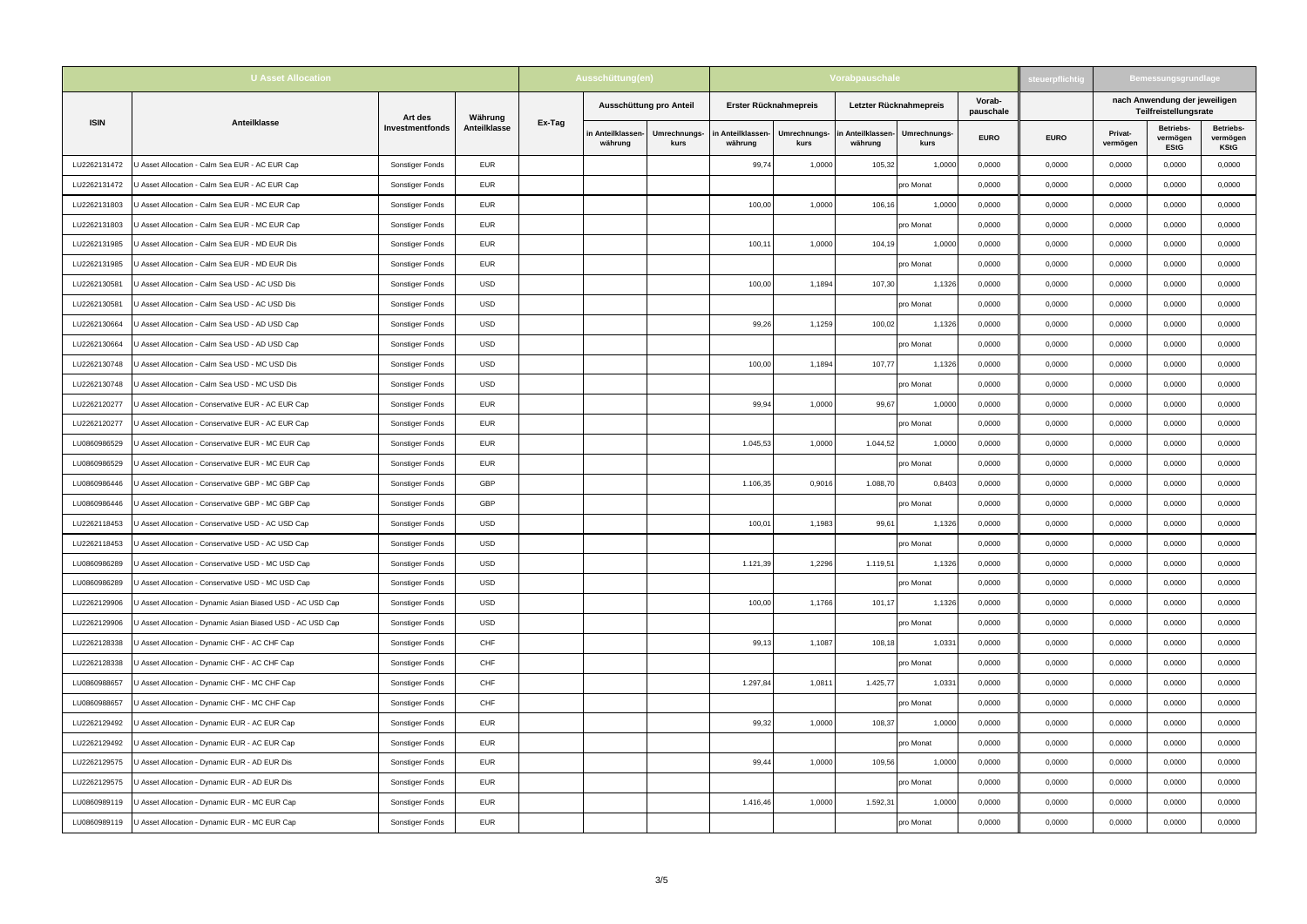| U Asset Allocation | | | | Ausschüttung(en) | | Vorabpauschale | | | | | steuerpflichtig | Bemessungsgrundlage | | |
|---|---|---|---|---|---|---|---|---|---|---|---|---|---|---|
| ISIN | Anteilklasse | Art des Investmentfonds | Währung Anteilklasse | Ex-Tag | Ausschüttung pro Anteil | | Erster Rücknahmepreis | | Letzter Rücknahmepreis | | Vorab-pauschale | | nach Anwendung der jeweiligen Teilfreistellungsrate | | |
| | | | | | in Anteilklassen-währung | Umrechnungs-kurs | in Anteilklassen-währung | Umrechnungs-kurs | in Anteilklassen-währung | Umrechnungs-kurs | EURO | EURO | Privat-vermögen | Betriebs-vermögen EStG | Betriebs-vermögen KStG |
| LU2262131472 | U Asset Allocation - Calm Sea EUR - AC EUR Cap | Sonstiger Fonds | EUR | | | | 99,74 | 1,0000 | 105,32 | 1,0000 | 0,0000 | 0,0000 | 0,0000 | 0,0000 | 0,0000 |
| LU2262131472 | U Asset Allocation - Calm Sea EUR - AC EUR Cap | Sonstiger Fonds | EUR | | | | | | | pro Monat | 0,0000 | 0,0000 | 0,0000 | 0,0000 | 0,0000 |
| LU2262131803 | U Asset Allocation - Calm Sea EUR - MC EUR Cap | Sonstiger Fonds | EUR | | | | 100,00 | 1,0000 | 106,16 | 1,0000 | 0,0000 | 0,0000 | 0,0000 | 0,0000 | 0,0000 |
| LU2262131803 | U Asset Allocation - Calm Sea EUR - MC EUR Cap | Sonstiger Fonds | EUR | | | | | | | pro Monat | 0,0000 | 0,0000 | 0,0000 | 0,0000 | 0,0000 |
| LU2262131985 | U Asset Allocation - Calm Sea EUR - MD EUR Dis | Sonstiger Fonds | EUR | | | | 100,11 | 1,0000 | 104,19 | 1,0000 | 0,0000 | 0,0000 | 0,0000 | 0,0000 | 0,0000 |
| LU2262131985 | U Asset Allocation - Calm Sea EUR - MD EUR Dis | Sonstiger Fonds | EUR | | | | | | | pro Monat | 0,0000 | 0,0000 | 0,0000 | 0,0000 | 0,0000 |
| LU2262130581 | U Asset Allocation - Calm Sea USD - AC USD Dis | Sonstiger Fonds | USD | | | | 100,00 | 1,1894 | 107,30 | 1,1326 | 0,0000 | 0,0000 | 0,0000 | 0,0000 | 0,0000 |
| LU2262130581 | U Asset Allocation - Calm Sea USD - AC USD Dis | Sonstiger Fonds | USD | | | | | | | pro Monat | 0,0000 | 0,0000 | 0,0000 | 0,0000 | 0,0000 |
| LU2262130664 | U Asset Allocation - Calm Sea USD - AD USD Cap | Sonstiger Fonds | USD | | | | 99,26 | 1,1259 | 100,02 | 1,1326 | 0,0000 | 0,0000 | 0,0000 | 0,0000 | 0,0000 |
| LU2262130664 | U Asset Allocation - Calm Sea USD - AD USD Cap | Sonstiger Fonds | USD | | | | | | | pro Monat | 0,0000 | 0,0000 | 0,0000 | 0,0000 | 0,0000 |
| LU2262130748 | U Asset Allocation - Calm Sea USD - MC USD Dis | Sonstiger Fonds | USD | | | | 100,00 | 1,1894 | 107,77 | 1,1326 | 0,0000 | 0,0000 | 0,0000 | 0,0000 | 0,0000 |
| LU2262130748 | U Asset Allocation - Calm Sea USD - MC USD Dis | Sonstiger Fonds | USD | | | | | | | pro Monat | 0,0000 | 0,0000 | 0,0000 | 0,0000 | 0,0000 |
| LU2262120277 | U Asset Allocation - Conservative EUR - AC EUR Cap | Sonstiger Fonds | EUR | | | | 99,94 | 1,0000 | 99,67 | 1,0000 | 0,0000 | 0,0000 | 0,0000 | 0,0000 | 0,0000 |
| LU2262120277 | U Asset Allocation - Conservative EUR - AC EUR Cap | Sonstiger Fonds | EUR | | | | | | | pro Monat | 0,0000 | 0,0000 | 0,0000 | 0,0000 | 0,0000 |
| LU0860986529 | U Asset Allocation - Conservative EUR - MC EUR Cap | Sonstiger Fonds | EUR | | | | 1.045,53 | 1,0000 | 1.044,52 | 1,0000 | 0,0000 | 0,0000 | 0,0000 | 0,0000 | 0,0000 |
| LU0860986529 | U Asset Allocation - Conservative EUR - MC EUR Cap | Sonstiger Fonds | EUR | | | | | | | pro Monat | 0,0000 | 0,0000 | 0,0000 | 0,0000 | 0,0000 |
| LU0860986446 | U Asset Allocation - Conservative GBP - MC GBP Cap | Sonstiger Fonds | GBP | | | | 1.106,35 | 0,9016 | 1.088,70 | 0,8403 | 0,0000 | 0,0000 | 0,0000 | 0,0000 | 0,0000 |
| LU0860986446 | U Asset Allocation - Conservative GBP - MC GBP Cap | Sonstiger Fonds | GBP | | | | | | | pro Monat | 0,0000 | 0,0000 | 0,0000 | 0,0000 | 0,0000 |
| LU2262118453 | U Asset Allocation - Conservative USD - AC USD Cap | Sonstiger Fonds | USD | | | | 100,01 | 1,1983 | 99,61 | 1,1326 | 0,0000 | 0,0000 | 0,0000 | 0,0000 | 0,0000 |
| LU2262118453 | U Asset Allocation - Conservative USD - AC USD Cap | Sonstiger Fonds | USD | | | | | | | pro Monat | 0,0000 | 0,0000 | 0,0000 | 0,0000 | 0,0000 |
| LU0860986289 | U Asset Allocation - Conservative USD - MC USD Cap | Sonstiger Fonds | USD | | | | 1.121,39 | 1,2296 | 1.119,51 | 1,1326 | 0,0000 | 0,0000 | 0,0000 | 0,0000 | 0,0000 |
| LU0860986289 | U Asset Allocation - Conservative USD - MC USD Cap | Sonstiger Fonds | USD | | | | | | | pro Monat | 0,0000 | 0,0000 | 0,0000 | 0,0000 | 0,0000 |
| LU2262129906 | U Asset Allocation - Dynamic Asian Biased USD - AC USD Cap | Sonstiger Fonds | USD | | | | 100,00 | 1,1766 | 101,17 | 1,1326 | 0,0000 | 0,0000 | 0,0000 | 0,0000 | 0,0000 |
| LU2262129906 | U Asset Allocation - Dynamic Asian Biased USD - AC USD Cap | Sonstiger Fonds | USD | | | | | | | pro Monat | 0,0000 | 0,0000 | 0,0000 | 0,0000 | 0,0000 |
| LU2262128338 | U Asset Allocation - Dynamic CHF - AC CHF Cap | Sonstiger Fonds | CHF | | | | 99,13 | 1,1087 | 108,18 | 1,0331 | 0,0000 | 0,0000 | 0,0000 | 0,0000 | 0,0000 |
| LU2262128338 | U Asset Allocation - Dynamic CHF - AC CHF Cap | Sonstiger Fonds | CHF | | | | | | | pro Monat | 0,0000 | 0,0000 | 0,0000 | 0,0000 | 0,0000 |
| LU0860988657 | U Asset Allocation - Dynamic CHF - MC CHF Cap | Sonstiger Fonds | CHF | | | | 1.297,84 | 1,0811 | 1.425,77 | 1,0331 | 0,0000 | 0,0000 | 0,0000 | 0,0000 | 0,0000 |
| LU0860988657 | U Asset Allocation - Dynamic CHF - MC CHF Cap | Sonstiger Fonds | CHF | | | | | | | pro Monat | 0,0000 | 0,0000 | 0,0000 | 0,0000 | 0,0000 |
| LU2262129492 | U Asset Allocation - Dynamic EUR - AC EUR Cap | Sonstiger Fonds | EUR | | | | 99,32 | 1,0000 | 108,37 | 1,0000 | 0,0000 | 0,0000 | 0,0000 | 0,0000 | 0,0000 |
| LU2262129492 | U Asset Allocation - Dynamic EUR - AC EUR Cap | Sonstiger Fonds | EUR | | | | | | | pro Monat | 0,0000 | 0,0000 | 0,0000 | 0,0000 | 0,0000 |
| LU2262129575 | U Asset Allocation - Dynamic EUR - AD EUR Dis | Sonstiger Fonds | EUR | | | | 99,44 | 1,0000 | 109,56 | 1,0000 | 0,0000 | 0,0000 | 0,0000 | 0,0000 | 0,0000 |
| LU2262129575 | U Asset Allocation - Dynamic EUR - AD EUR Dis | Sonstiger Fonds | EUR | | | | | | | pro Monat | 0,0000 | 0,0000 | 0,0000 | 0,0000 | 0,0000 |
| LU0860989119 | U Asset Allocation - Dynamic EUR - MC EUR Cap | Sonstiger Fonds | EUR | | | | 1.416,46 | 1,0000 | 1.592,31 | 1,0000 | 0,0000 | 0,0000 | 0,0000 | 0,0000 | 0,0000 |
| LU0860989119 | U Asset Allocation - Dynamic EUR - MC EUR Cap | Sonstiger Fonds | EUR | | | | | | | pro Monat | 0,0000 | 0,0000 | 0,0000 | 0,0000 | 0,0000 |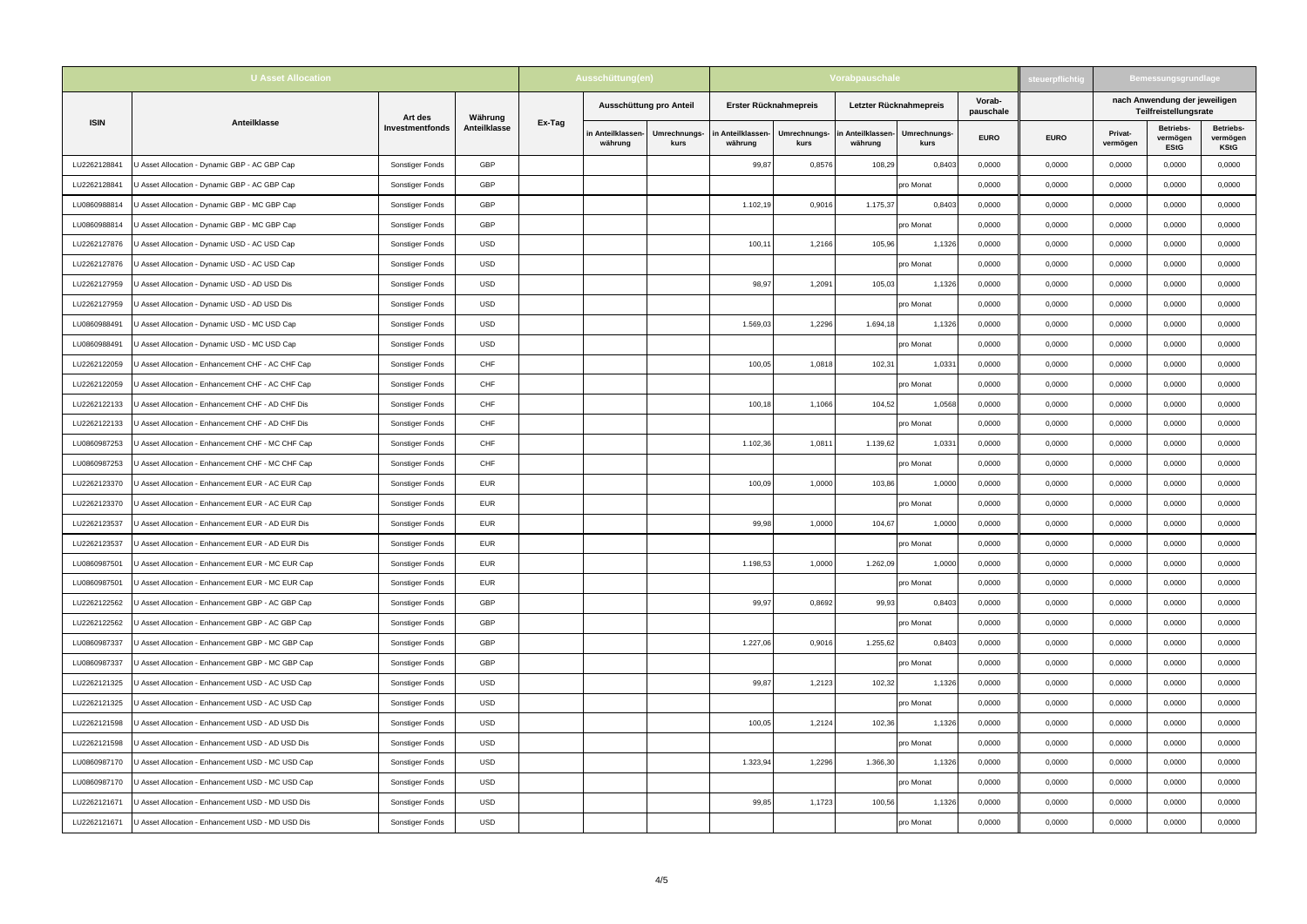| U Asset Allocation | | | | | Ausschüttung(en) | | Vorabpauschale | | | | | steuerpflichtig | Bemessungsgrundlage | | |
|---|---|---|---|---|---|---|---|---|---|---|---|---|---|---|---|
| ISIN | Anteilklasse | Art des Investmentfonds | Währung Anteilklasse | Ex-Tag | Ausschüttung pro Anteil | | Erster Rücknahmepreis | | Letzter Rücknahmepreis | | Vorab-pauschale | | nach Anwendung der jeweiligen Teilfreistellungsrate | | |
| | | | | | in Anteilklassen-währung | Umrechnungs-kurs | in Anteilklassen-währung | Umrechnungs-kurs | in Anteilklassen-währung | Umrechnungs-kurs | EURO | EURO | Privat-vermögen | Betriebs-vermögen EStG | Betriebs-vermögen KStG |
| LU2262128841 | U Asset Allocation - Dynamic GBP - AC GBP Cap | Sonstiger Fonds | GBP | | | | 99,87 | 0,8576 | 108,29 | 0,8403 | 0,0000 | 0,0000 | 0,0000 | 0,0000 | 0,0000 |
| LU2262128841 | U Asset Allocation - Dynamic GBP - AC GBP Cap | Sonstiger Fonds | GBP | | | | | | | pro Monat | 0,0000 | 0,0000 | 0,0000 | 0,0000 | 0,0000 |
| LU0860988814 | U Asset Allocation - Dynamic GBP - MC GBP Cap | Sonstiger Fonds | GBP | | | | 1.102,19 | 0,9016 | 1.175,37 | 0,8403 | 0,0000 | 0,0000 | 0,0000 | 0,0000 | 0,0000 |
| LU0860988814 | U Asset Allocation - Dynamic GBP - MC GBP Cap | Sonstiger Fonds | GBP | | | | | | | pro Monat | 0,0000 | 0,0000 | 0,0000 | 0,0000 | 0,0000 |
| LU2262127876 | U Asset Allocation - Dynamic USD - AC USD Cap | Sonstiger Fonds | USD | | | | 100,11 | 1,2166 | 105,96 | 1,1326 | 0,0000 | 0,0000 | 0,0000 | 0,0000 | 0,0000 |
| LU2262127876 | U Asset Allocation - Dynamic USD - AC USD Cap | Sonstiger Fonds | USD | | | | | | | pro Monat | 0,0000 | 0,0000 | 0,0000 | 0,0000 | 0,0000 |
| LU2262127959 | U Asset Allocation - Dynamic USD - AD USD Dis | Sonstiger Fonds | USD | | | | 98,97 | 1,2091 | 105,03 | 1,1326 | 0,0000 | 0,0000 | 0,0000 | 0,0000 | 0,0000 |
| LU2262127959 | U Asset Allocation - Dynamic USD - AD USD Dis | Sonstiger Fonds | USD | | | | | | | pro Monat | 0,0000 | 0,0000 | 0,0000 | 0,0000 | 0,0000 |
| LU0860988491 | U Asset Allocation - Dynamic USD - MC USD Cap | Sonstiger Fonds | USD | | | | 1.569,03 | 1,2296 | 1.694,18 | 1,1326 | 0,0000 | 0,0000 | 0,0000 | 0,0000 | 0,0000 |
| LU0860988491 | U Asset Allocation - Dynamic USD - MC USD Cap | Sonstiger Fonds | USD | | | | | | | pro Monat | 0,0000 | 0,0000 | 0,0000 | 0,0000 | 0,0000 |
| LU2262122059 | U Asset Allocation - Enhancement CHF - AC CHF Cap | Sonstiger Fonds | CHF | | | | 100,05 | 1,0818 | 102,31 | 1,0331 | 0,0000 | 0,0000 | 0,0000 | 0,0000 | 0,0000 |
| LU2262122059 | U Asset Allocation - Enhancement CHF - AC CHF Cap | Sonstiger Fonds | CHF | | | | | | | pro Monat | 0,0000 | 0,0000 | 0,0000 | 0,0000 | 0,0000 |
| LU2262122133 | U Asset Allocation - Enhancement CHF - AD CHF Dis | Sonstiger Fonds | CHF | | | | 100,18 | 1,1066 | 104,52 | 1,0568 | 0,0000 | 0,0000 | 0,0000 | 0,0000 | 0,0000 |
| LU2262122133 | U Asset Allocation - Enhancement CHF - AD CHF Dis | Sonstiger Fonds | CHF | | | | | | | pro Monat | 0,0000 | 0,0000 | 0,0000 | 0,0000 | 0,0000 |
| LU0860987253 | U Asset Allocation - Enhancement CHF - MC CHF Cap | Sonstiger Fonds | CHF | | | | 1.102,36 | 1,0811 | 1.139,62 | 1,0331 | 0,0000 | 0,0000 | 0,0000 | 0,0000 | 0,0000 |
| LU0860987253 | U Asset Allocation - Enhancement CHF - MC CHF Cap | Sonstiger Fonds | CHF | | | | | | | pro Monat | 0,0000 | 0,0000 | 0,0000 | 0,0000 | 0,0000 |
| LU2262123370 | U Asset Allocation - Enhancement EUR - AC EUR Cap | Sonstiger Fonds | EUR | | | | 100,09 | 1,0000 | 103,86 | 1,0000 | 0,0000 | 0,0000 | 0,0000 | 0,0000 | 0,0000 |
| LU2262123370 | U Asset Allocation - Enhancement EUR - AC EUR Cap | Sonstiger Fonds | EUR | | | | | | | pro Monat | 0,0000 | 0,0000 | 0,0000 | 0,0000 | 0,0000 |
| LU2262123537 | U Asset Allocation - Enhancement EUR - AD EUR Dis | Sonstiger Fonds | EUR | | | | 99,98 | 1,0000 | 104,67 | 1,0000 | 0,0000 | 0,0000 | 0,0000 | 0,0000 | 0,0000 |
| LU2262123537 | U Asset Allocation - Enhancement EUR - AD EUR Dis | Sonstiger Fonds | EUR | | | | | | | pro Monat | 0,0000 | 0,0000 | 0,0000 | 0,0000 | 0,0000 |
| LU0860987501 | U Asset Allocation - Enhancement EUR - MC EUR Cap | Sonstiger Fonds | EUR | | | | 1.198,53 | 1,0000 | 1.262,09 | 1,0000 | 0,0000 | 0,0000 | 0,0000 | 0,0000 | 0,0000 |
| LU0860987501 | U Asset Allocation - Enhancement EUR - MC EUR Cap | Sonstiger Fonds | EUR | | | | | | | pro Monat | 0,0000 | 0,0000 | 0,0000 | 0,0000 | 0,0000 |
| LU2262122562 | U Asset Allocation - Enhancement GBP - AC GBP Cap | Sonstiger Fonds | GBP | | | | 99,97 | 0,8692 | 99,93 | 0,8403 | 0,0000 | 0,0000 | 0,0000 | 0,0000 | 0,0000 |
| LU2262122562 | U Asset Allocation - Enhancement GBP - AC GBP Cap | Sonstiger Fonds | GBP | | | | | | | pro Monat | 0,0000 | 0,0000 | 0,0000 | 0,0000 | 0,0000 |
| LU0860987337 | U Asset Allocation - Enhancement GBP - MC GBP Cap | Sonstiger Fonds | GBP | | | | 1.227,06 | 0,9016 | 1.255,62 | 0,8403 | 0,0000 | 0,0000 | 0,0000 | 0,0000 | 0,0000 |
| LU0860987337 | U Asset Allocation - Enhancement GBP - MC GBP Cap | Sonstiger Fonds | GBP | | | | | | | pro Monat | 0,0000 | 0,0000 | 0,0000 | 0,0000 | 0,0000 |
| LU2262121325 | U Asset Allocation - Enhancement USD - AC USD Cap | Sonstiger Fonds | USD | | | | 99,87 | 1,2123 | 102,32 | 1,1326 | 0,0000 | 0,0000 | 0,0000 | 0,0000 | 0,0000 |
| LU2262121325 | U Asset Allocation - Enhancement USD - AC USD Cap | Sonstiger Fonds | USD | | | | | | | pro Monat | 0,0000 | 0,0000 | 0,0000 | 0,0000 | 0,0000 |
| LU2262121598 | U Asset Allocation - Enhancement USD - AD USD Dis | Sonstiger Fonds | USD | | | | 100,05 | 1,2124 | 102,36 | 1,1326 | 0,0000 | 0,0000 | 0,0000 | 0,0000 | 0,0000 |
| LU2262121598 | U Asset Allocation - Enhancement USD - AD USD Dis | Sonstiger Fonds | USD | | | | | | | pro Monat | 0,0000 | 0,0000 | 0,0000 | 0,0000 | 0,0000 |
| LU0860987170 | U Asset Allocation - Enhancement USD - MC USD Cap | Sonstiger Fonds | USD | | | | 1.323,94 | 1,2296 | 1.366,30 | 1,1326 | 0,0000 | 0,0000 | 0,0000 | 0,0000 | 0,0000 |
| LU0860987170 | U Asset Allocation - Enhancement USD - MC USD Cap | Sonstiger Fonds | USD | | | | | | | pro Monat | 0,0000 | 0,0000 | 0,0000 | 0,0000 | 0,0000 |
| LU2262121671 | U Asset Allocation - Enhancement USD - MD USD Dis | Sonstiger Fonds | USD | | | | 99,85 | 1,1723 | 100,56 | 1,1326 | 0,0000 | 0,0000 | 0,0000 | 0,0000 | 0,0000 |
| LU2262121671 | U Asset Allocation - Enhancement USD - MD USD Dis | Sonstiger Fonds | USD | | | | | | | pro Monat | 0,0000 | 0,0000 | 0,0000 | 0,0000 | 0,0000 |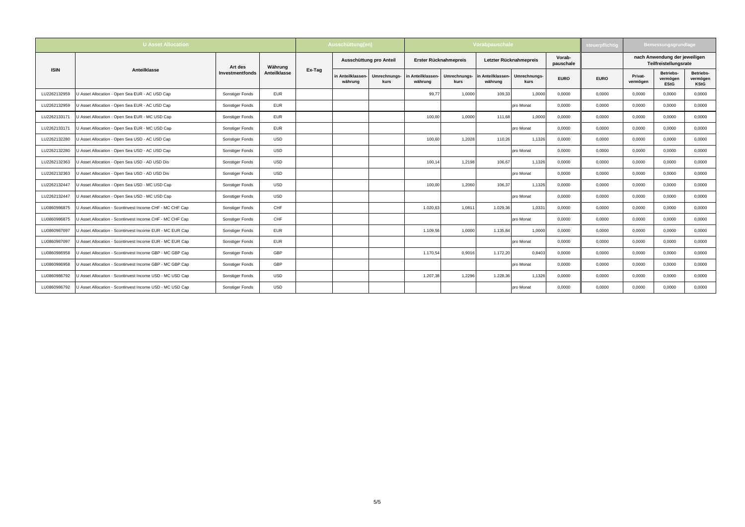| U Asset Allocation | | | | | Ausschüttung(en) | | Vorabpauschale | | | | | steuerpflichtig | Bemessungsgrundlage | | |
|---|---|---|---|---|---|---|---|---|---|---|---|---|---|---|---|
| ISIN | Anteilklasse | Art des Investmentfonds | Währung Anteilklasse | Ex-Tag | Ausschüttung pro Anteil | | Erster Rücknahmepreis | | Letzter Rücknahmepreis | | Vorab-pauschale | | nach Anwendung der jeweiligen Teilfreistellungsrate | | |
| | | | | | in Anteilklassen-währung | Umrechnungs-kurs | in Anteilklassen-währung | Umrechnungs-kurs | in Anteilklassen-währung | Umrechnungs-kurs | EURO | EURO | Privat-vermögen | Betriebs-vermögen EStG | Betriebs-vermögen KStG |
| LU2262132959 | U Asset Allocation - Open Sea EUR - AC USD Cap | Sonstiger Fonds | EUR | | | | 99,77 | 1,0000 | 109,33 | 1,0000 | 0,0000 | 0,0000 | 0,0000 | 0,0000 | 0,0000 |
| LU2262132959 | U Asset Allocation - Open Sea EUR - AC USD Cap | Sonstiger Fonds | EUR | | | | | | | pro Monat | 0,0000 | 0,0000 | 0,0000 | 0,0000 | 0,0000 |
| LU2262133171 | U Asset Allocation - Open Sea EUR - MC USD Cap | Sonstiger Fonds | EUR | | | | 100,00 | 1,0000 | 111,68 | 1,0000 | 0,0000 | 0,0000 | 0,0000 | 0,0000 | 0,0000 |
| LU2262133171 | U Asset Allocation - Open Sea EUR - MC USD Cap | Sonstiger Fonds | EUR | | | | | | | pro Monat | 0,0000 | 0,0000 | 0,0000 | 0,0000 | 0,0000 |
| LU2262132280 | U Asset Allocation - Open Sea USD - AC USD Cap | Sonstiger Fonds | USD | | | | 100,60 | 1,2028 | 110,26 | 1,1326 | 0,0000 | 0,0000 | 0,0000 | 0,0000 | 0,0000 |
| LU2262132280 | U Asset Allocation - Open Sea USD - AC USD Cap | Sonstiger Fonds | USD | | | | | | | pro Monat | 0,0000 | 0,0000 | 0,0000 | 0,0000 | 0,0000 |
| LU2262132363 | U Asset Allocation - Open Sea USD - AD USD Dis | Sonstiger Fonds | USD | | | | 100,14 | 1,2198 | 106,67 | 1,1326 | 0,0000 | 0,0000 | 0,0000 | 0,0000 | 0,0000 |
| LU2262132363 | U Asset Allocation - Open Sea USD - AD USD Dis | Sonstiger Fonds | USD | | | | | | | pro Monat | 0,0000 | 0,0000 | 0,0000 | 0,0000 | 0,0000 |
| LU2262132447 | U Asset Allocation - Open Sea USD - MC USD Cap | Sonstiger Fonds | USD | | | | 100,00 | 1,2060 | 106,37 | 1,1326 | 0,0000 | 0,0000 | 0,0000 | 0,0000 | 0,0000 |
| LU2262132447 | U Asset Allocation - Open Sea USD - MC USD Cap | Sonstiger Fonds | USD | | | | | | | pro Monat | 0,0000 | 0,0000 | 0,0000 | 0,0000 | 0,0000 |
| LU0860986875 | U Asset Allocation - Scontinvest Income CHF - MC CHF Cap | Sonstiger Fonds | CHF | | | | 1.020,63 | 1,0811 | 1.029,36 | 1,0331 | 0,0000 | 0,0000 | 0,0000 | 0,0000 | 0,0000 |
| LU0860986875 | U Asset Allocation - Scontinvest Income CHF - MC CHF Cap | Sonstiger Fonds | CHF | | | | | | | pro Monat | 0,0000 | 0,0000 | 0,0000 | 0,0000 | 0,0000 |
| LU0860987097 | U Asset Allocation - Scontinvest Income EUR - MC EUR Cap | Sonstiger Fonds | EUR | | | | 1.109,56 | 1,0000 | 1.135,84 | 1,0000 | 0,0000 | 0,0000 | 0,0000 | 0,0000 | 0,0000 |
| LU0860987097 | U Asset Allocation - Scontinvest Income EUR - MC EUR Cap | Sonstiger Fonds | EUR | | | | | | | pro Monat | 0,0000 | 0,0000 | 0,0000 | 0,0000 | 0,0000 |
| LU0860986958 | U Asset Allocation - Scontinvest Income GBP - MC GBP Cap | Sonstiger Fonds | GBP | | | | 1.170,54 | 0,9016 | 1.172,20 | 0,8403 | 0,0000 | 0,0000 | 0,0000 | 0,0000 | 0,0000 |
| LU0860986958 | U Asset Allocation - Scontinvest Income GBP - MC GBP Cap | Sonstiger Fonds | GBP | | | | | | | pro Monat | 0,0000 | 0,0000 | 0,0000 | 0,0000 | 0,0000 |
| LU0860986792 | U Asset Allocation - Scontinvest Income USD - MC USD Cap | Sonstiger Fonds | USD | | | | 1.207,38 | 1,2296 | 1.228,36 | 1,1326 | 0,0000 | 0,0000 | 0,0000 | 0,0000 | 0,0000 |
| LU0860986792 | U Asset Allocation - Scontinvest Income USD - MC USD Cap | Sonstiger Fonds | USD | | | | | | | pro Monat | 0,0000 | 0,0000 | 0,0000 | 0,0000 | 0,0000 |